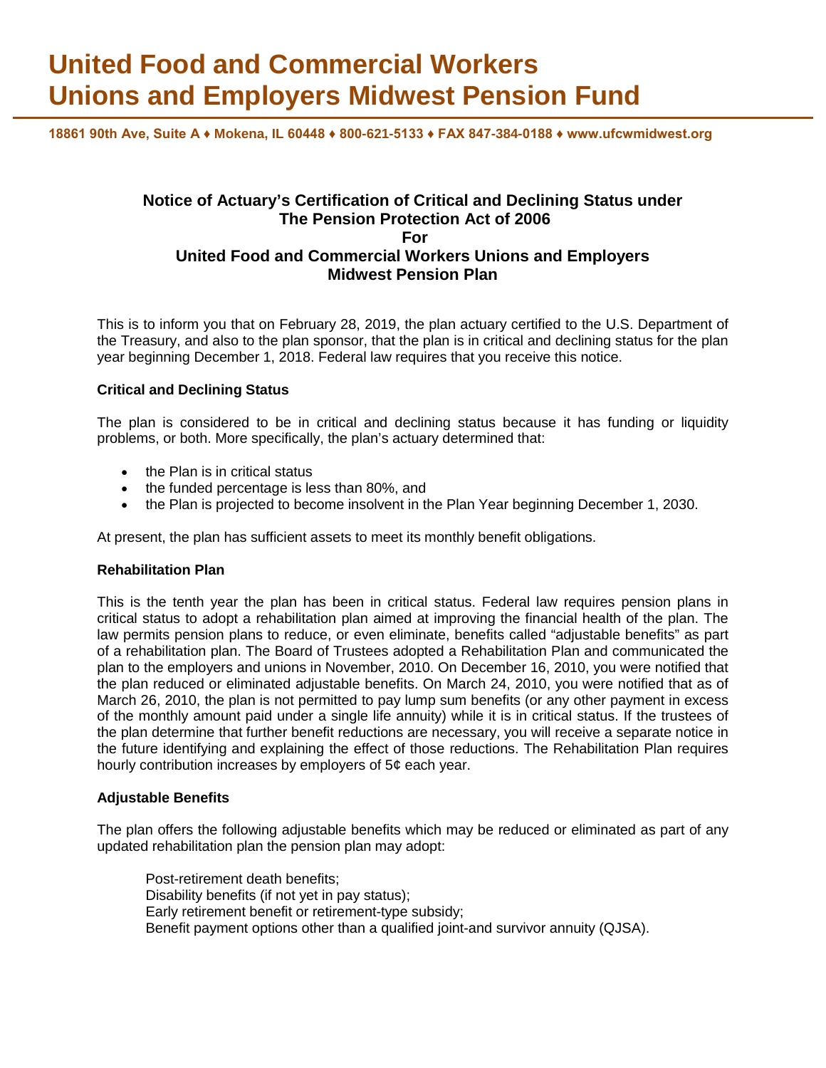# United Food and Commercial Workers Unions and Employers Midwest Pension Fund

**18861 90th Ave, Suite A ♦ Mokena, IL 60448 ♦ 800-621-5133 ♦ FAX 847-384-0188 ♦ www.ufcwmidwest.org**

## Notice of Actuary's Certification of Critical and Declining Status under The Pension Protection Act of 2006 For United Food and Commercial Workers Unions and Employers Midwest Pension Plan

This is to inform you that on February 28, 2019, the plan actuary certified to the U.S. Department of the Treasury, and also to the plan sponsor, that the plan is in critical and declining status for the plan year beginning December 1, 2018. Federal law requires that you receive this notice.

### Critical and Declining Status

The plan is considered to be in critical and declining status because it has funding or liquidity problems, or both. More specifically, the plan's actuary determined that:

- the Plan is in critical status
- the funded percentage is less than 80%, and
- the Plan is projected to become insolvent in the Plan Year beginning December 1, 2030.

At present, the plan has sufficient assets to meet its monthly benefit obligations.

### Rehabilitation Plan

This is the tenth year the plan has been in critical status. Federal law requires pension plans in critical status to adopt a rehabilitation plan aimed at improving the financial health of the plan. The law permits pension plans to reduce, or even eliminate, benefits called "adjustable benefits" as part of a rehabilitation plan. The Board of Trustees adopted a Rehabilitation Plan and communicated the plan to the employers and unions in November, 2010. On December 16, 2010, you were notified that the plan reduced or eliminated adjustable benefits. On March 24, 2010, you were notified that as of March 26, 2010, the plan is not permitted to pay lump sum benefits (or any other payment in excess of the monthly amount paid under a single life annuity) while it is in critical status. If the trustees of the plan determine that further benefit reductions are necessary, you will receive a separate notice in the future identifying and explaining the effect of those reductions. The Rehabilitation Plan requires hourly contribution increases by employers of 5¢ each year.

### Adjustable Benefits

The plan offers the following adjustable benefits which may be reduced or eliminated as part of any updated rehabilitation plan the pension plan may adopt:

Post-retirement death benefits;
Disability benefits (if not yet in pay status);
Early retirement benefit or retirement-type subsidy;
Benefit payment options other than a qualified joint-and survivor annuity (QJSA).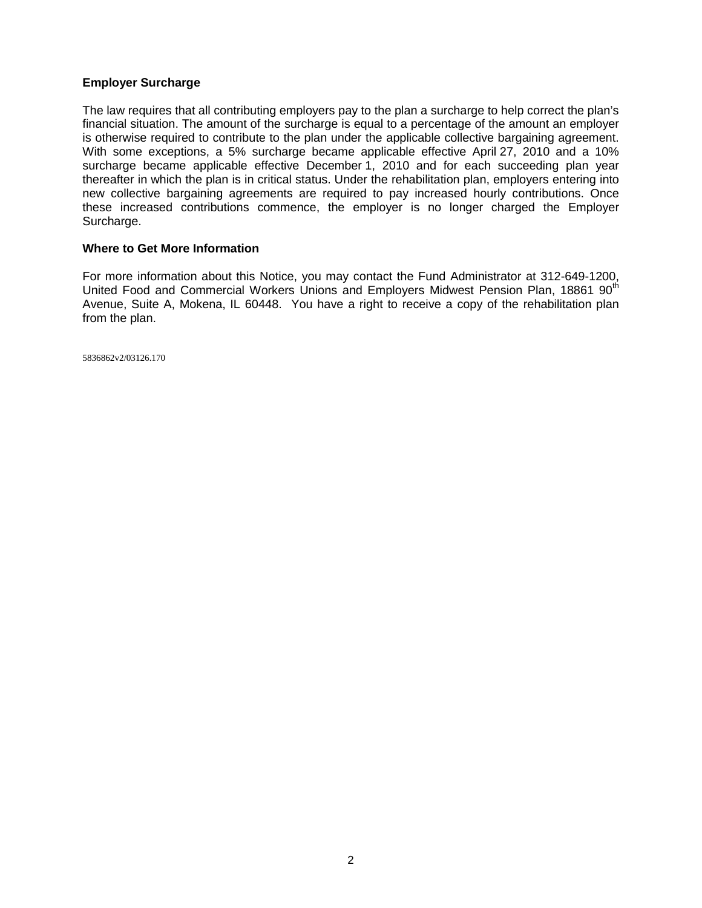**Employer Surcharge**

The law requires that all contributing employers pay to the plan a surcharge to help correct the plan's financial situation. The amount of the surcharge is equal to a percentage of the amount an employer is otherwise required to contribute to the plan under the applicable collective bargaining agreement. With some exceptions, a 5% surcharge became applicable effective April 27, 2010 and a 10% surcharge became applicable effective December 1, 2010 and for each succeeding plan year thereafter in which the plan is in critical status. Under the rehabilitation plan, employers entering into new collective bargaining agreements are required to pay increased hourly contributions. Once these increased contributions commence, the employer is no longer charged the Employer Surcharge.

**Where to Get More Information**

For more information about this Notice, you may contact the Fund Administrator at 312-649-1200, United Food and Commercial Workers Unions and Employers Midwest Pension Plan, 18861 90th Avenue, Suite A, Mokena, IL 60448. You have a right to receive a copy of the rehabilitation plan from the plan.

5836862v2/03126.170